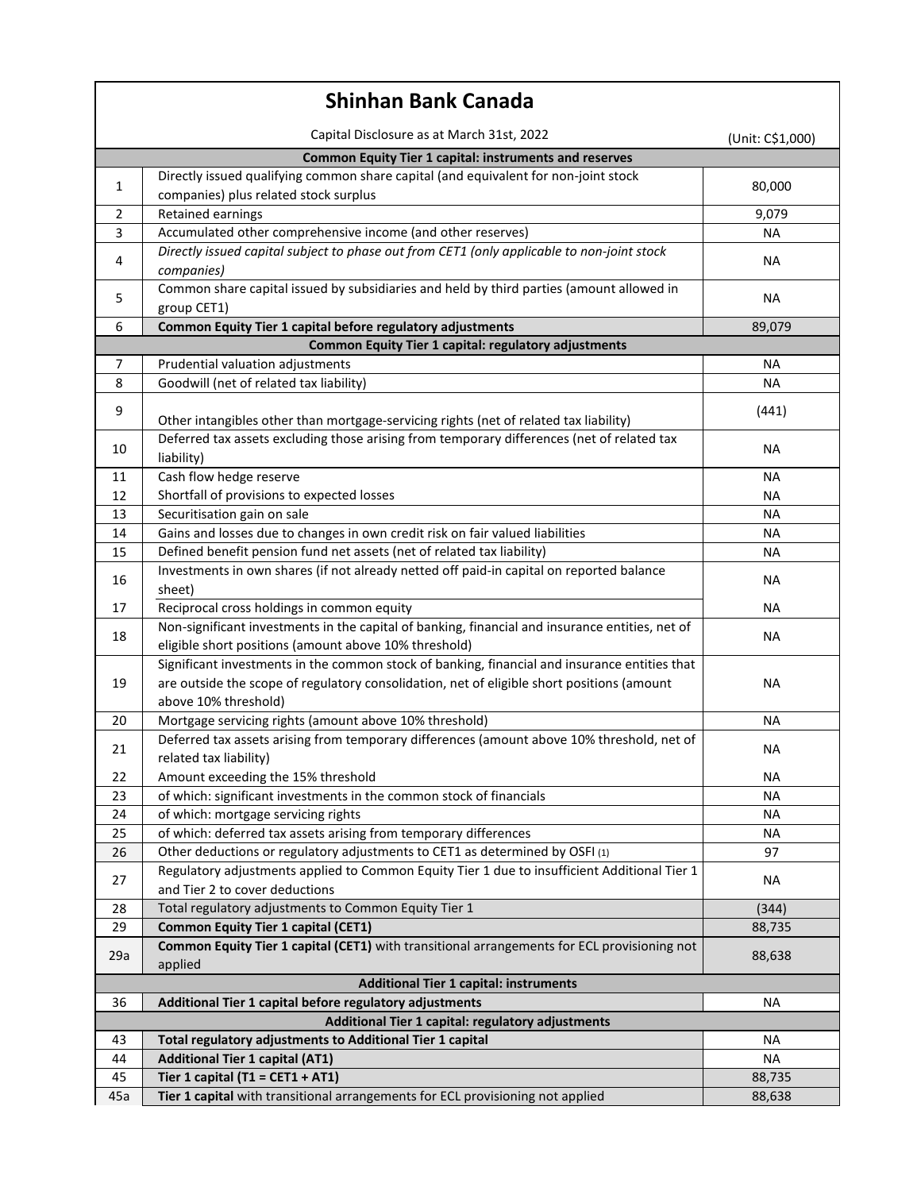# Shinhan Bank Canada

| | Capital Disclosure as at March 31st, 2022 | (Unit: C$1,000) |
|---|---|---|
| | **Common Equity Tier 1 capital: instruments and reserves** | |
| 1 | Directly issued qualifying common share capital (and equivalent for non-joint stock companies) plus related stock surplus | 80,000 |
| 2 | Retained earnings | 9,079 |
| 3 | Accumulated other comprehensive income (and other reserves) | NA |
| 4 | *Directly issued capital subject to phase out from CET1 (only applicable to non-joint stock companies)* | NA |
| 5 | Common share capital issued by subsidiaries and held by third parties (amount allowed in group CET1) | NA |
| 6 | **Common Equity Tier 1 capital before regulatory adjustments** | 89,079 |
| | **Common Equity Tier 1 capital: regulatory adjustments** | |
| 7 | Prudential valuation adjustments | NA |
| 8 | Goodwill (net of related tax liability) | NA |
| 9 | Other intangibles other than mortgage-servicing rights (net of related tax liability) | (441) |
| 10 | Deferred tax assets excluding those arising from temporary differences (net of related tax liability) | NA |
| 11 | Cash flow hedge reserve | NA |
| 12 | Shortfall of provisions to expected losses | NA |
| 13 | Securitisation gain on sale | NA |
| 14 | Gains and losses due to changes in own credit risk on fair valued liabilities | NA |
| 15 | Defined benefit pension fund net assets (net of related tax liability) | NA |
| 16 | Investments in own shares (if not already netted off paid-in capital on reported balance sheet) | NA |
| 17 | Reciprocal cross holdings in common equity | NA |
| 18 | Non-significant investments in the capital of banking, financial and insurance entities, net of eligible short positions (amount above 10% threshold) | NA |
| 19 | Significant investments in the common stock of banking, financial and insurance entities that are outside the scope of regulatory consolidation, net of eligible short positions (amount above 10% threshold) | NA |
| 20 | Mortgage servicing rights (amount above 10% threshold) | NA |
| 21 | Deferred tax assets arising from temporary differences (amount above 10% threshold, net of related tax liability) | NA |
| 22 | Amount exceeding the 15% threshold | NA |
| 23 | of which: significant investments in the common stock of financials | NA |
| 24 | of which: mortgage servicing rights | NA |
| 25 | of which: deferred tax assets arising from temporary differences | NA |
| 26 | Other deductions or regulatory adjustments to CET1 as determined by OSFI (1) | 97 |
| 27 | Regulatory adjustments applied to Common Equity Tier 1 due to insufficient Additional Tier 1 and Tier 2 to cover deductions | NA |
| 28 | Total regulatory adjustments to Common Equity Tier 1 | (344) |
| 29 | **Common Equity Tier 1 capital (CET1)** | 88,735 |
| 29a | **Common Equity Tier 1 capital (CET1)** with transitional arrangements for ECL provisioning not applied | 88,638 |
| | **Additional Tier 1 capital: instruments** | |
| 36 | **Additional Tier 1 capital before regulatory adjustments** | NA |
| | **Additional Tier 1 capital: regulatory adjustments** | |
| 43 | **Total regulatory adjustments to Additional Tier 1 capital** | NA |
| 44 | **Additional Tier 1 capital (AT1)** | NA |
| 45 | **Tier 1 capital (T1 = CET1 + AT1)** | 88,735 |
| 45a | **Tier 1 capital** with transitional arrangements for ECL provisioning not applied | 88,638 |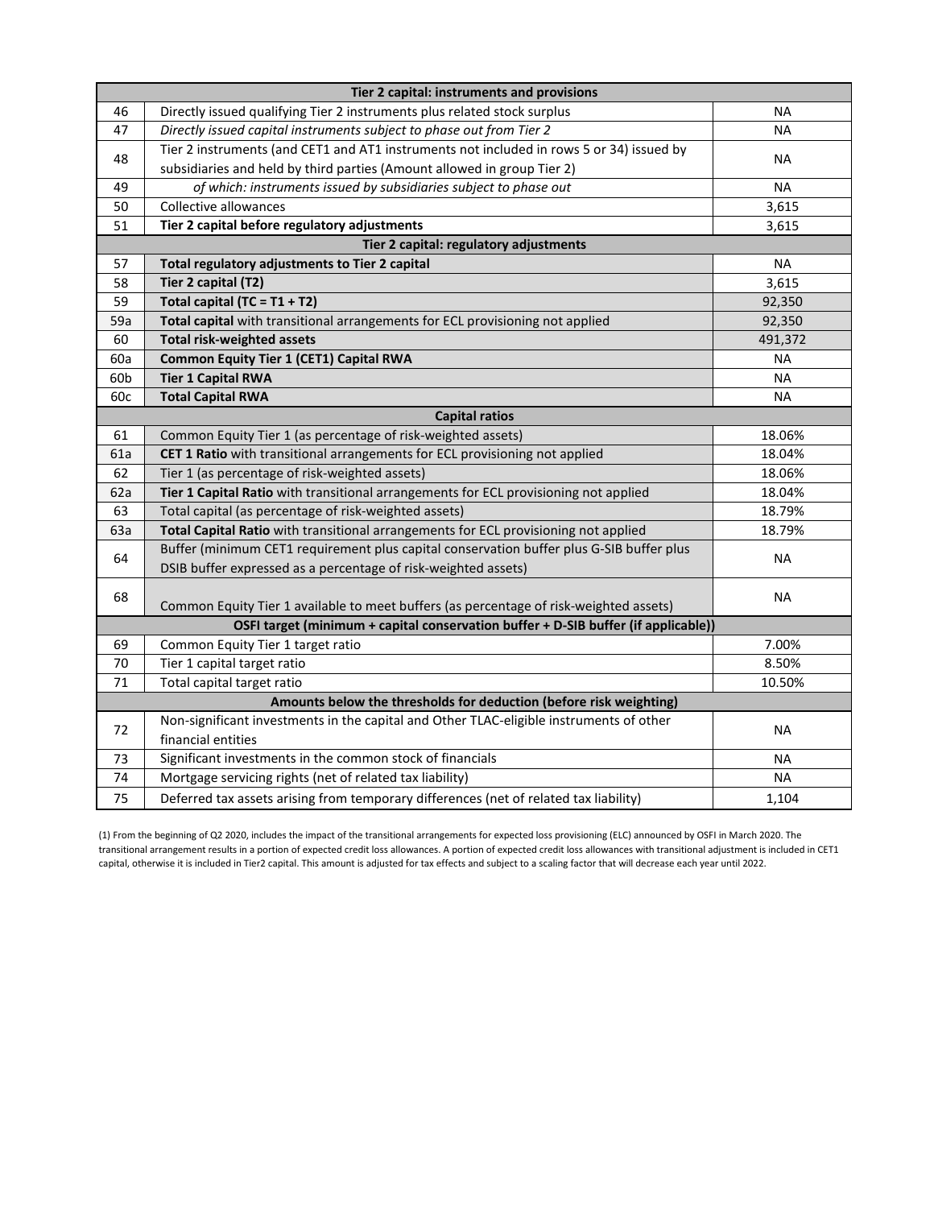| | | |
|---|---|---|
| **Tier 2 capital: instruments and provisions** | | |
| 46 | Directly issued qualifying Tier 2 instruments plus related stock surplus | NA |
| 47 | *Directly issued capital instruments subject to phase out from Tier 2* | NA |
| 48 | Tier 2 instruments (and CET1 and AT1 instruments not included in rows 5 or 34) issued by subsidiaries and held by third parties (Amount allowed in group Tier 2) | NA |
| 49 | *of which: instruments issued by subsidiaries subject to phase out* | NA |
| 50 | Collective allowances | 3,615 |
| 51 | **Tier 2 capital before regulatory adjustments** | 3,615 |
| **Tier 2 capital: regulatory adjustments** | | |
| 57 | **Total regulatory adjustments to Tier 2 capital** | NA |
| 58 | **Tier 2 capital (T2)** | 3,615 |
| 59 | **Total capital (TC = T1 + T2)** | 92,350 |
| 59a | **Total capital** with transitional arrangements for ECL provisioning not applied | 92,350 |
| 60 | **Total risk-weighted assets** | 491,372 |
| 60a | **Common Equity Tier 1 (CET1) Capital RWA** | NA |
| 60b | **Tier 1 Capital RWA** | NA |
| 60c | **Total Capital RWA** | NA |
| **Capital ratios** | | |
| 61 | Common Equity Tier 1 (as percentage of risk-weighted assets) | 18.06% |
| 61a | **CET 1 Ratio** with transitional arrangements for ECL provisioning not applied | 18.04% |
| 62 | Tier 1 (as percentage of risk-weighted assets) | 18.06% |
| 62a | **Tier 1 Capital Ratio** with transitional arrangements for ECL provisioning not applied | 18.04% |
| 63 | Total capital (as percentage of risk-weighted assets) | 18.79% |
| 63a | **Total Capital Ratio** with transitional arrangements for ECL provisioning not applied | 18.79% |
| 64 | Buffer (minimum CET1 requirement plus capital conservation buffer plus G-SIB buffer plus DSIB buffer expressed as a percentage of risk-weighted assets) | NA |
| 68 | Common Equity Tier 1 available to meet buffers (as percentage of risk-weighted assets) | NA |
| **OSFI target (minimum + capital conservation buffer + D-SIB buffer (if applicable))** | | |
| 69 | Common Equity Tier 1 target ratio | 7.00% |
| 70 | Tier 1 capital target ratio | 8.50% |
| 71 | Total capital target ratio | 10.50% |
| **Amounts below the thresholds for deduction (before risk weighting)** | | |
| 72 | Non-significant investments in the capital and Other TLAC-eligible instruments of other financial entities | NA |
| 73 | Significant investments in the common stock of financials | NA |
| 74 | Mortgage servicing rights (net of related tax liability) | NA |
| 75 | Deferred tax assets arising from temporary differences (net of related tax liability) | 1,104 |

(1) From the beginning of Q2 2020, includes the impact of the transitional arrangements for expected loss provisioning (ELC) announced by OSFI in March 2020. The transitional arrangement results in a portion of expected credit loss allowances. A portion of expected credit loss allowances with transitional adjustment is included in CET1 capital, otherwise it is included in Tier2 capital. This amount is adjusted for tax effects and subject to a scaling factor that will decrease each year until 2022.